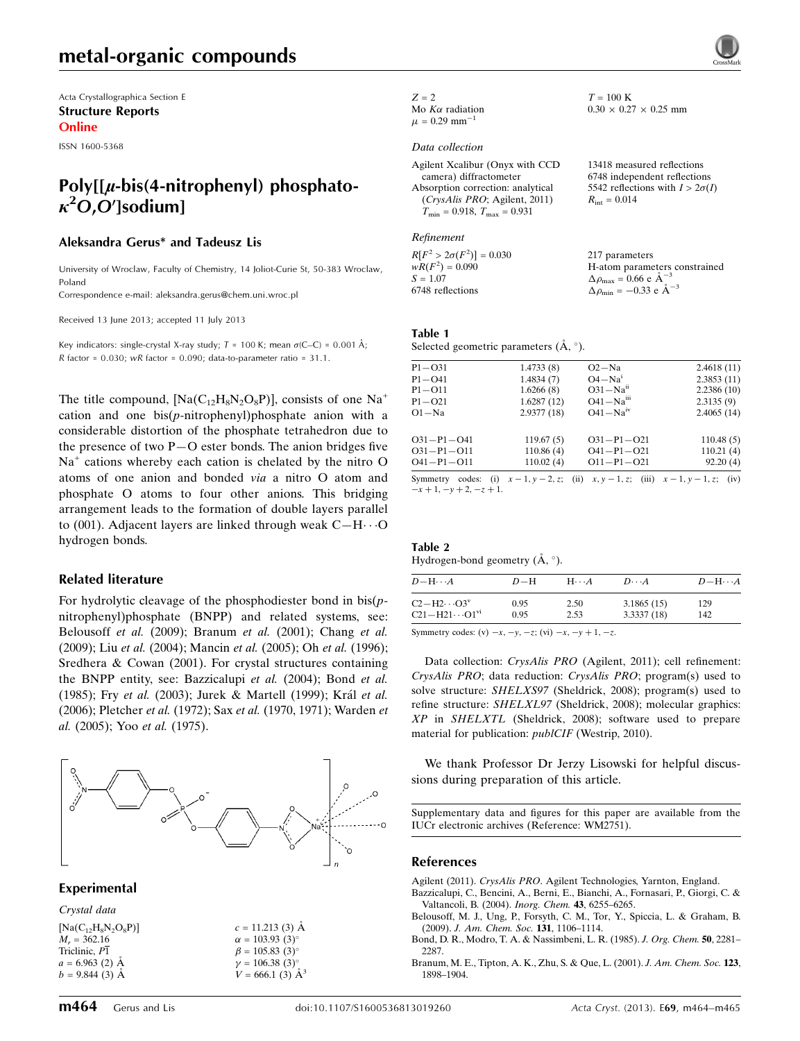# metal-organic compounds

Acta Crystallographica Section E
**Structure Reports Online**
ISSN 1600-5368

## Poly[[μ-bis(4-nitrophenyl) phosphato-κ$^2$O,O′]sodium]

**Aleksandra Gerus* and Tadeusz Lis**

University of Wroclaw, Faculty of Chemistry, 14 Joliot-Curie St, 50-383 Wroclaw, Poland
Correspondence e-mail: aleksandra.gerus@chem.uni.wroc.pl

Received 13 June 2013; accepted 11 July 2013

Key indicators: single-crystal X-ray study; $T$ = 100 K; mean σ(C–C) = 0.001 Å; $R$ factor = 0.030; $wR$ factor = 0.090; data-to-parameter ratio = 31.1.

The title compound, $[Na(C_{12}H_8N_2O_8P)]$, consists of one $Na^+$ cation and one bis($p$-nitrophenyl)phosphate anion with a considerable distortion of the phosphate tetrahedron due to the presence of two P—O ester bonds. The anion bridges five $Na^+$ cations whereby each cation is chelated by the nitro O atoms of one anion and bonded *via* a nitro O atom and phosphate O atoms to four other anions. This bridging arrangement leads to the formation of double layers parallel to (001). Adjacent layers are linked through weak C—H···O hydrogen bonds.

### Related literature

For hydrolytic cleavage of the phosphodiester bond in bis($p$-nitrophenyl)phosphate (BNPP) and related systems, see: Belousoff *et al.* (2009); Branum *et al.* (2001); Chang *et al.* (2009); Liu *et al.* (2004); Mancin *et al.* (2005); Oh *et al.* (1996); Sredhera & Cowan (2001). For crystal structures containing the BNPP entity, see: Bazzicalupi *et al.* (2004); Bond *et al.* (1985); Fry *et al.* (2003); Jurek & Martell (1999); Král *et al.* (2006); Pletcher *et al.* (1972); Sax *et al.* (1970, 1971); Warden *et al.* (2005); Yoo *et al.* (1975).

### Experimental

*Crystal data*

$[Na(C_{12}H_8N_2O_8P)]$
$M_r$ = 362.16
Triclinic, $P\overline{1}$
$a$ = 6.963 (2) Å
$b$ = 9.844 (3) Å
$c$ = 11.213 (3) Å
α = 103.93 (3)°
β = 105.83 (3)°
γ = 106.38 (3)°
$V$ = 666.1 (3) Å$^3$
$Z$ = 2
Mo $K\alpha$ radiation
μ = 0.29 mm$^{-1}$
$T$ = 100 K
0.30 × 0.27 × 0.25 mm

*Data collection*

Agilent Xcalibur (Onyx with CCD camera) diffractometer
Absorption correction: analytical (*CrysAlis PRO*; Agilent, 2011)
$T_{min}$ = 0.918, $T_{max}$ = 0.931
13418 measured reflections
6748 independent reflections
5542 reflections with $I > 2\sigma(I)$
$R_{int}$ = 0.014

*Refinement*

$R[F^2 > 2\sigma(F^2)]$ = 0.030
$wR(F^2)$ = 0.090
$S$ = 1.07
6748 reflections
217 parameters
H-atom parameters constrained
$\Delta\rho_{max}$ = 0.66 e Å$^{-3}$
$\Delta\rho_{min}$ = −0.33 e Å$^{-3}$

**Table 1**
Selected geometric parameters (Å, °).

| | | | |
|---|---|---|---|
| P1—O31 | 1.4733 (8) | O2—Na | 2.4618 (11) |
| P1—O41 | 1.4834 (7) | O4—Na$^{i}$ | 2.3853 (11) |
| P1—O11 | 1.6266 (8) | O31—Na$^{ii}$ | 2.2386 (10) |
| P1—O21 | 1.6287 (12) | O41—Na$^{iii}$ | 2.3135 (9) |
| O1—Na | 2.9377 (18) | O41—Na$^{iv}$ | 2.4065 (14) |
| | | | |
| O31—P1—O41 | 119.67 (5) | O31—P1—O21 | 110.48 (5) |
| O31—P1—O11 | 110.86 (4) | O41—P1—O21 | 110.21 (4) |
| O41—P1—O11 | 110.02 (4) | O11—P1—O21 | 92.20 (4) |

Symmetry codes: (i) $x-1, y-2, z$; (ii) $x, y-1, z$; (iii) $x-1, y-1, z$; (iv) $-x+1, -y+2, -z+1$.

**Table 2**
Hydrogen-bond geometry (Å, °).

| $D$—H···$A$ | $D$—H | H···$A$ | $D$···$A$ | $D$—H···$A$ |
|---|---|---|---|---|
| C2—H2···O3$^{v}$ | 0.95 | 2.50 | 3.1865 (15) | 129 |
| C21—H21···O1$^{vi}$ | 0.95 | 2.53 | 3.3337 (18) | 142 |

Symmetry codes: (v) $-x, -y, -z$; (vi) $-x, -y+1, -z$.

Data collection: *CrysAlis PRO* (Agilent, 2011); cell refinement: *CrysAlis PRO*; data reduction: *CrysAlis PRO*; program(s) used to solve structure: *SHELXS97* (Sheldrick, 2008); program(s) used to refine structure: *SHELXL97* (Sheldrick, 2008); molecular graphics: *XP* in *SHELXTL* (Sheldrick, 2008); software used to prepare material for publication: *publCIF* (Westrip, 2010).

We thank Professor Dr Jerzy Lisowski for helpful discussions during preparation of this article.

Supplementary data and figures for this paper are available from the IUCr electronic archives (Reference: WM2751).

### References

Agilent (2011). *CrysAlis PRO*. Agilent Technologies, Yarnton, England.
Bazzicalupi, C., Bencini, A., Berni, E., Bianchi, A., Fornasari, P., Giorgi, C. & Valtancoli, B. (2004). *Inorg. Chem.* **43**, 6255–6265.
Belousoff, M. J., Ung, P., Forsyth, C. M., Tor, Y., Spiccia, L. & Graham, B. (2009). *J. Am. Chem. Soc.* **131**, 1106–1114.
Bond, D. R., Modro, T. A. & Nassimbeni, L. R. (1985). *J. Org. Chem.* **50**, 2281–2287.
Branum, M. E., Tipton, A. K., Zhu, S. & Que, L. (2001). *J. Am. Chem. Soc.* **123**, 1898–1904.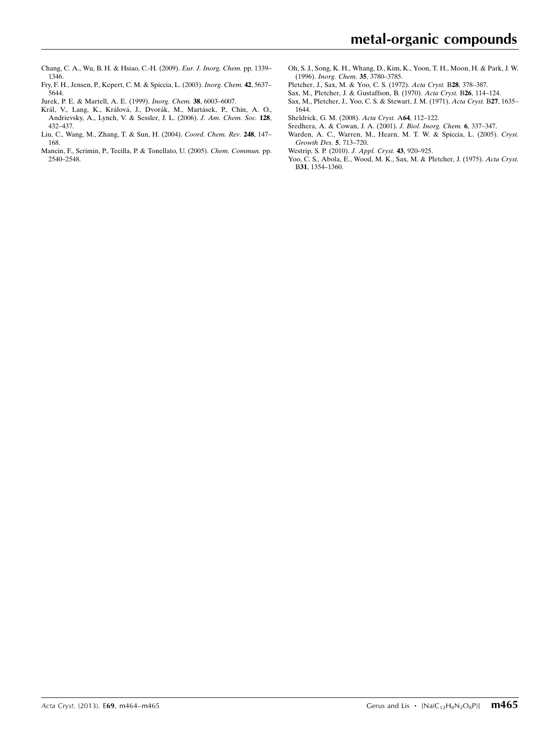Chang, C. A., Wu, B. H. & Hsiao, C.-H. (2009). *Eur. J. Inorg. Chem.* pp. 1339–1346.

Fry, F. H., Jensen, P., Kepert, C. M. & Spiccia, L. (2003). *Inorg. Chem.* **42**, 5637–5644.

Jurek, P. E. & Martell, A. E. (1999). *Inorg. Chem.* **38**, 6003–6007.

Král, V., Lang, K., Králová, J., Dvorák, M., Martásek, P., Chin, A. O., Andrievsky, A., Lynch, V. & Sessler, J. L. (2006). *J. Am. Chem. Soc.* **128**, 432–437.

Liu, C., Wang, M., Zhang, T. & Sun, H. (2004). *Coord. Chem. Rev.* **248**, 147–168.

Mancin, F., Scrimin, P., Tecilla, P. & Tonellato, U. (2005). *Chem. Commun.* pp. 2540–2548.

Oh, S. J., Song, K. H., Whang, D., Kim, K., Yoon, T. H., Moon, H. & Park, J. W. (1996). *Inorg. Chem.* **35**, 3780–3785.

Pletcher, J., Sax, M. & Yoo, C. S. (1972). *Acta Cryst.* B**28**, 378–387.

Sax, M., Pletcher, J. & Gustaffson, B. (1970). *Acta Cryst.* B**26**, 114–124.

Sax, M., Pletcher, J., Yoo, C. S. & Stewart, J. M. (1971). *Acta Cryst.* B**27**, 1635–1644.

Sheldrick, G. M. (2008). *Acta Cryst.* A**64**, 112–122.

Sredhera, A. & Cowan, J. A. (2001). *J. Biol. Inorg. Chem.* **6**, 337–347.

Warden, A. C., Warren, M., Hearn, M. T. W. & Spiccia, L. (2005). *Cryst. Growth Des.* **5**, 713–720.

Westrip, S. P. (2010). *J. Appl. Cryst.* **43**, 920–925.

Yoo, C. S., Abola, E., Wood, M. K., Sax, M. & Pletcher, J. (1975). *Acta Cryst.* B**31**, 1354–1360.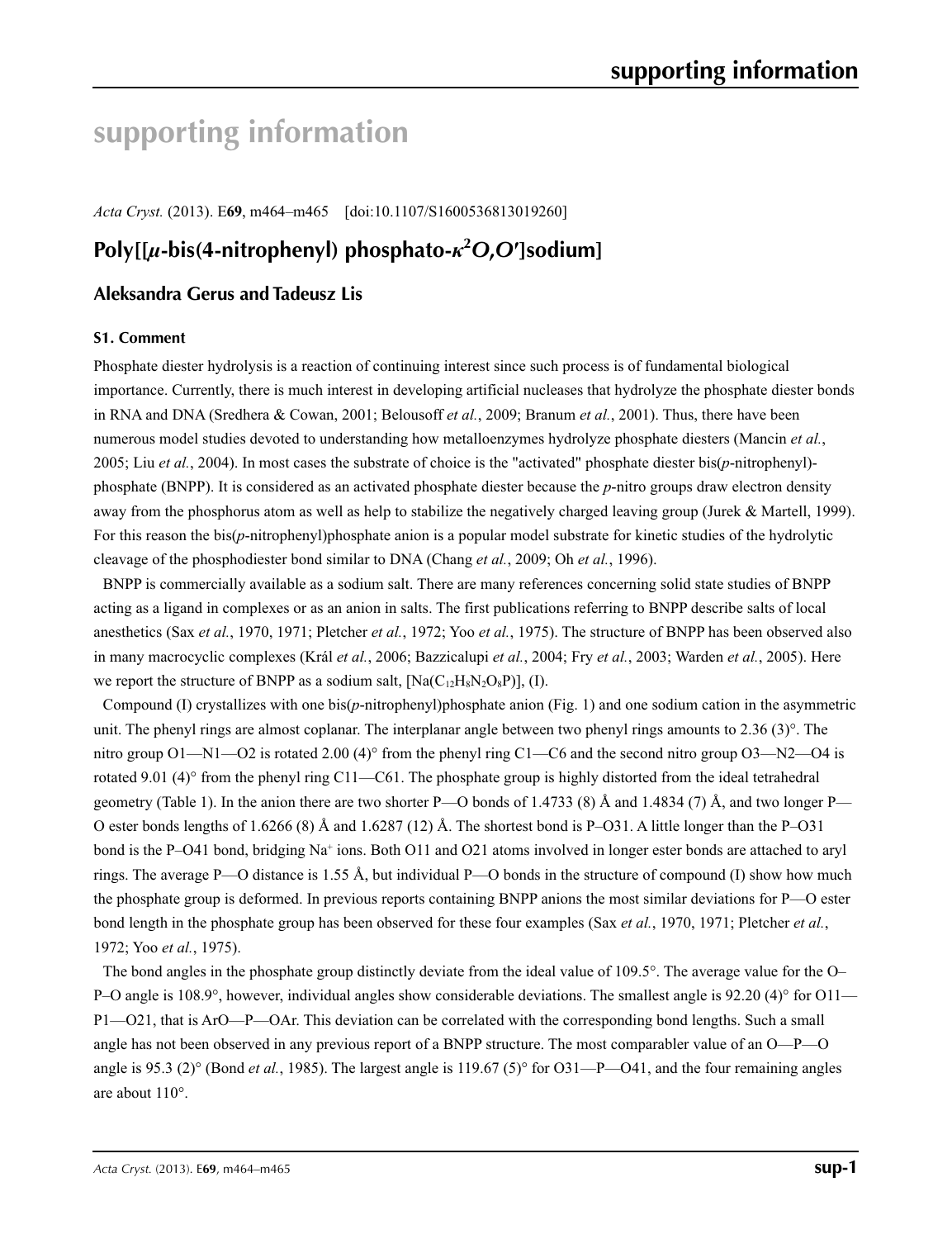# supporting information

*Acta Cryst.* (2013). E**69**, m464–m465 [doi:10.1107/S1600536813019260]

## Poly[[*μ*-bis(4-nitrophenyl) phosphato-$\kappa^2O,O'$]sodium]

### Aleksandra Gerus and Tadeusz Lis

#### S1. Comment

Phosphate diester hydrolysis is a reaction of continuing interest since such process is of fundamental biological importance. Currently, there is much interest in developing artificial nucleases that hydrolyze the phosphate diester bonds in RNA and DNA (Sredhera & Cowan, 2001; Belousoff *et al.*, 2009; Branum *et al.*, 2001). Thus, there have been numerous model studies devoted to understanding how metalloenzymes hydrolyze phosphate diesters (Mancin *et al.*, 2005; Liu *et al.*, 2004). In most cases the substrate of choice is the "activated" phosphate diester bis(*p*-nitrophenyl)-phosphate (BNPP). It is considered as an activated phosphate diester because the *p*-nitro groups draw electron density away from the phosphorus atom as well as help to stabilize the negatively charged leaving group (Jurek & Martell, 1999). For this reason the bis(*p*-nitrophenyl)phosphate anion is a popular model substrate for kinetic studies of the hydrolytic cleavage of the phosphodiester bond similar to DNA (Chang *et al.*, 2009; Oh *et al.*, 1996).

BNPP is commercially available as a sodium salt. There are many references concerning solid state studies of BNPP acting as a ligand in complexes or as an anion in salts. The first publications referring to BNPP describe salts of local anesthetics (Sax *et al.*, 1970, 1971; Pletcher *et al.*, 1972; Yoo *et al.*, 1975). The structure of BNPP has been observed also in many macrocyclic complexes (Král *et al.*, 2006; Bazzicalupi *et al.*, 2004; Fry *et al.*, 2003; Warden *et al.*, 2005). Here we report the structure of BNPP as a sodium salt, $[Na(C_{12}H_8N_2O_8P)]$, (I).

Compound (I) crystallizes with one bis(*p*-nitrophenyl)phosphate anion (Fig. 1) and one sodium cation in the asymmetric unit. The phenyl rings are almost coplanar. The interplanar angle between two phenyl rings amounts to 2.36 (3)°. The nitro group O1—N1—O2 is rotated 2.00 (4)° from the phenyl ring C1—C6 and the second nitro group O3—N2—O4 is rotated 9.01 (4)° from the phenyl ring C11—C61. The phosphate group is highly distorted from the ideal tetrahedral geometry (Table 1). In the anion there are two shorter P—O bonds of 1.4733 (8) Å and 1.4834 (7) Å, and two longer P—O ester bonds lengths of 1.6266 (8) Å and 1.6287 (12) Å. The shortest bond is P–O31. A little longer than the P–O31 bond is the P–O41 bond, bridging $Na^+$ ions. Both O11 and O21 atoms involved in longer ester bonds are attached to aryl rings. The average P—O distance is 1.55 Å, but individual P—O bonds in the structure of compound (I) show how much the phosphate group is deformed. In previous reports containing BNPP anions the most similar deviations for P—O ester bond length in the phosphate group has been observed for these four examples (Sax *et al.*, 1970, 1971; Pletcher *et al.*, 1972; Yoo *et al.*, 1975).

The bond angles in the phosphate group distinctly deviate from the ideal value of 109.5°. The average value for the O–P–O angle is 108.9°, however, individual angles show considerable deviations. The smallest angle is 92.20 (4)° for O11—P1—O21, that is ArO—P—OAr. This deviation can be correlated with the corresponding bond lengths. Such a small angle has not been observed in any previous report of a BNPP structure. The most comparabler value of an O—P—O angle is 95.3 (2)° (Bond *et al.*, 1985). The largest angle is 119.67 (5)° for O31—P—O41, and the four remaining angles are about 110°.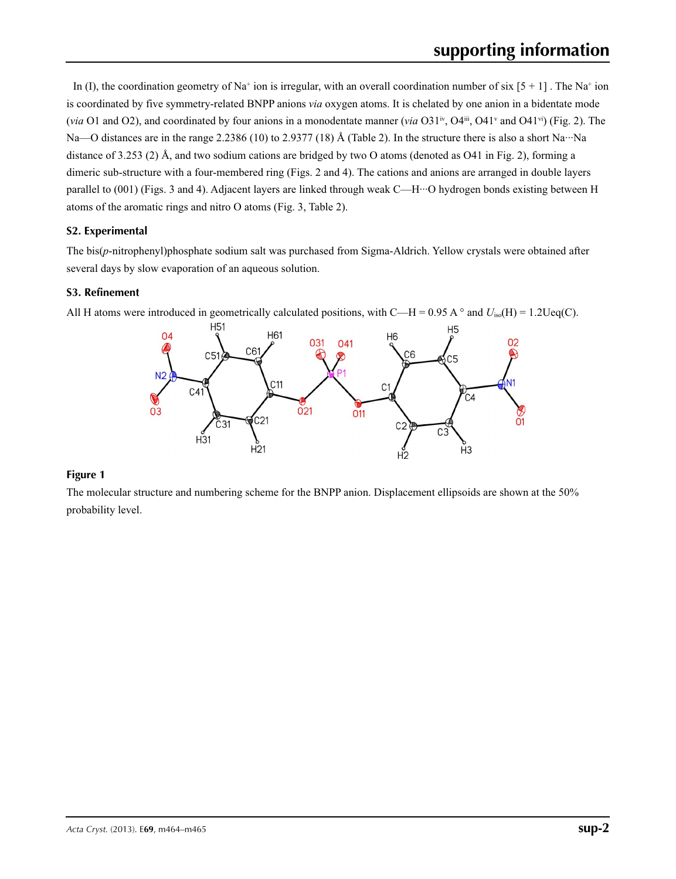In (I), the coordination geometry of $Na^+$ ion is irregular, with an overall coordination number of six [5 + 1] . The $Na^+$ ion is coordinated by five symmetry-related BNPP anions *via* oxygen atoms. It is chelated by one anion in a bidentate mode (*via* O1 and O2), and coordinated by four anions in a monodentate manner (*via* $O31^{iv}$, $O4^{iii}$, $O41^{v}$ and $O41^{vi}$) (Fig. 2). The Na—O distances are in the range 2.2386 (10) to 2.9377 (18) Å (Table 2). In the structure there is also a short Na···Na distance of 3.253 (2) Å, and two sodium cations are bridged by two O atoms (denoted as O41 in Fig. 2), forming a dimeric sub-structure with a four-membered ring (Figs. 2 and 4). The cations and anions are arranged in double layers parallel to (001) (Figs. 3 and 4). Adjacent layers are linked through weak C—H···O hydrogen bonds existing between H atoms of the aromatic rings and nitro O atoms (Fig. 3, Table 2).

### S2. Experimental

The bis(*p*-nitrophenyl)phosphate sodium salt was purchased from Sigma-Aldrich. Yellow crystals were obtained after several days by slow evaporation of an aqueous solution.

### S3. Refinement

All H atoms were introduced in geometrically calculated positions, with C—H = 0.95 A ° and $U_{iso}$(H) = 1.2Ueq(C).

**Figure 1**

The molecular structure and numbering scheme for the BNPP anion. Displacement ellipsoids are shown at the 50% probability level.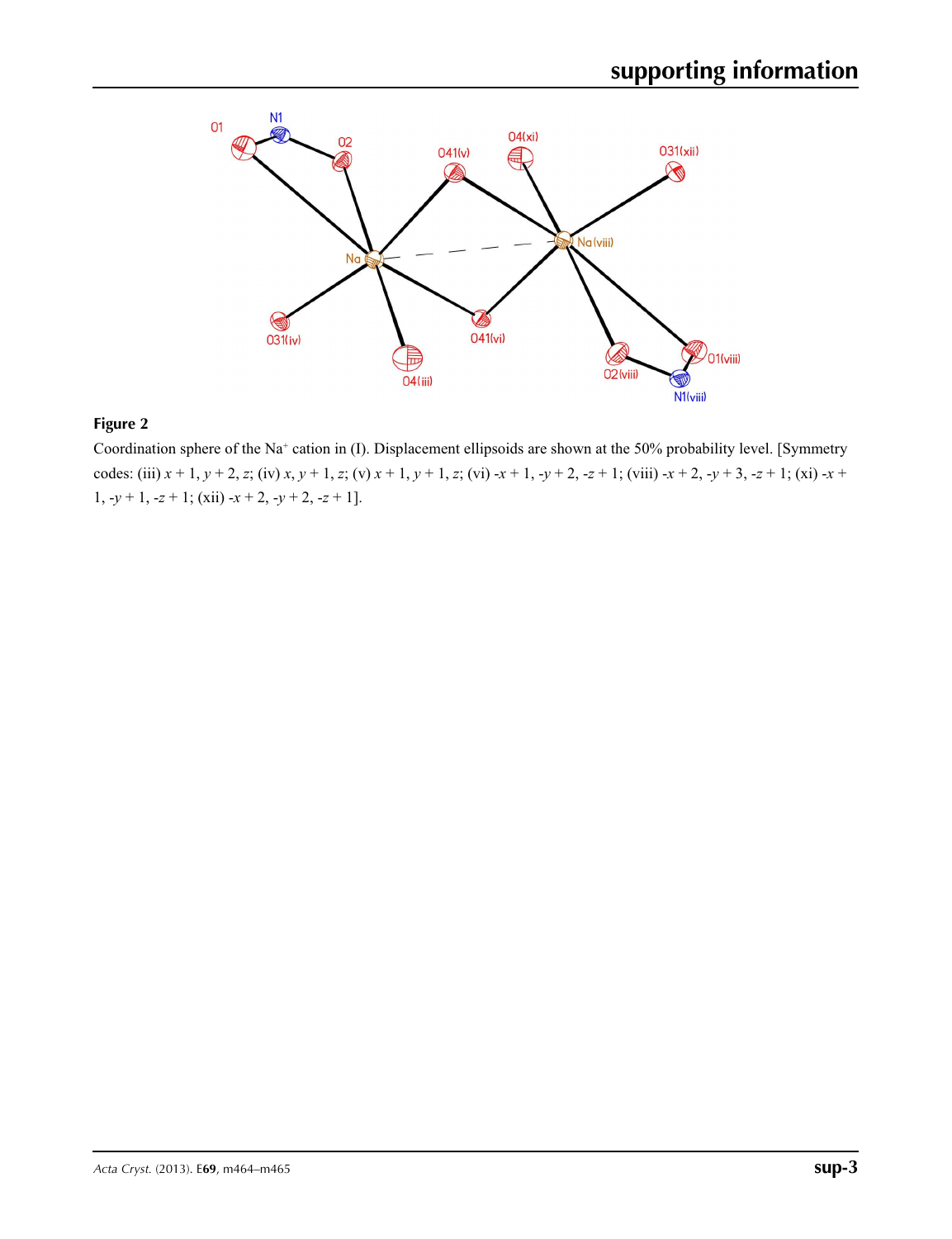**Figure 2**

Coordination sphere of the $Na^{+}$ cation in (I). Displacement ellipsoids are shown at the 50% probability level. [Symmetry codes: (iii) $x + 1, y + 2, z$; (iv) $x, y + 1, z$; (v) $x + 1, y + 1, z$; (vi) $-x + 1, -y + 2, -z + 1$; (viii) $-x + 2, -y + 3, -z + 1$; (xi) $-x + 1, -y + 1, -z + 1$; (xii) $-x + 2, -y + 2, -z + 1$].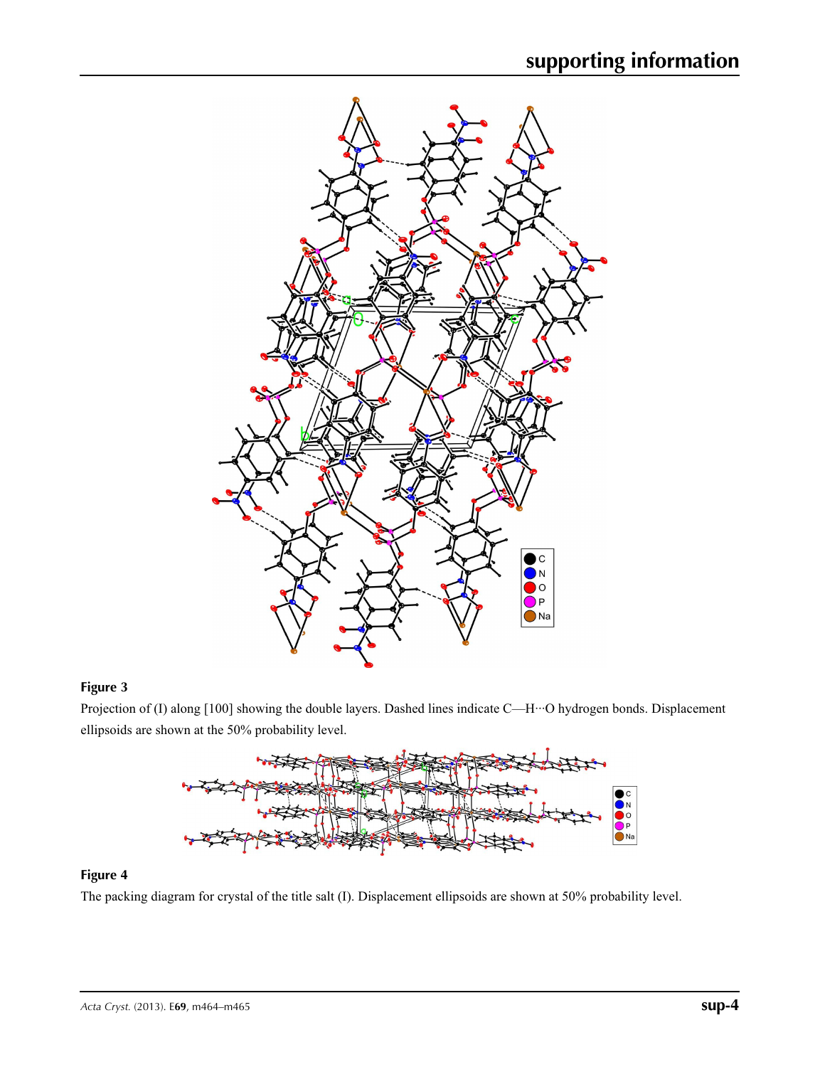**Figure 3**

Projection of (I) along [100] showing the double layers. Dashed lines indicate C—H···O hydrogen bonds. Displacement ellipsoids are shown at the 50% probability level.

**Figure 4**

The packing diagram for crystal of the title salt (I). Displacement ellipsoids are shown at 50% probability level.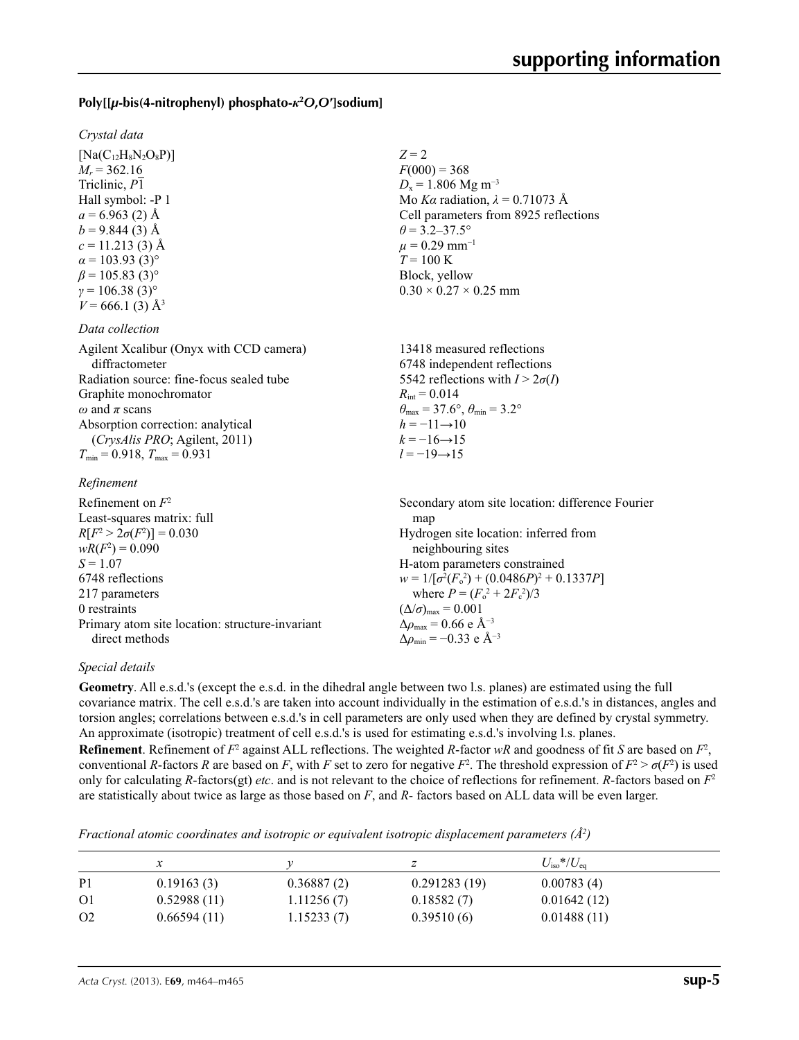## Poly[[$\mu$-bis(4-nitrophenyl) phosphato-$\kappa^2O,O'$]sodium]

### *Crystal data*

| | |
|---|---|
| $[Na(C_{12}H_8N_2O_8P)]$ | $Z = 2$ |
| $M_r = 362.16$ | $F(000) = 368$ |
| Triclinic, $P\bar{1}$ | $D_x = 1.806$ Mg m$^{-3}$ |
| Hall symbol: -P 1 | Mo $K\alpha$ radiation, $\lambda = 0.71073$ Å |
| $a = 6.963$ (2) Å | Cell parameters from 8925 reflections |
| $b = 9.844$ (3) Å | $\theta = 3.2$–$37.5°$ |
| $c = 11.213$ (3) Å | $\mu = 0.29$ mm$^{-1}$ |
| $\alpha = 103.93$ (3)° | $T = 100$ K |
| $\beta = 105.83$ (3)° | Block, yellow |
| $\gamma = 106.38$ (3)° | $0.30 \times 0.27 \times 0.25$ mm |
| $V = 666.1$ (3) Å$^3$ | |

### *Data collection*

| | |
|---|---|
| Agilent Xcalibur (Onyx with CCD camera) diffractometer | 13418 measured reflections |
| Radiation source: fine-focus sealed tube | 6748 independent reflections |
| Graphite monochromator | 5542 reflections with $I > 2\sigma(I)$ |
| $\omega$ and $\pi$ scans | $R_{int} = 0.014$ |
| Absorption correction: analytical (*CrysAlis PRO*; Agilent, 2011) | $\theta_{max} = 37.6°$, $\theta_{min} = 3.2°$ |
| $T_{min} = 0.918$, $T_{max} = 0.931$ | $h = -11 \rightarrow 10$ |
| | $k = -16 \rightarrow 15$ |
| | $l = -19 \rightarrow 15$ |

### *Refinement*

| | |
|---|---|
| Refinement on $F^2$ | Secondary atom site location: difference Fourier map |
| Least-squares matrix: full | Hydrogen site location: inferred from neighbouring sites |
| $R[F^2 > 2\sigma(F^2)] = 0.030$ | H-atom parameters constrained |
| $wR(F^2) = 0.090$ | $w = 1/[\sigma^2(F_o^2) + (0.0486P)^2 + 0.1337P]$ where $P = (F_o^2 + 2F_c^2)/3$ |
| $S = 1.07$ | $(\Delta/\sigma)_{max} = 0.001$ |
| 6748 reflections | $\Delta\rho_{max} = 0.66$ e Å$^{-3}$ |
| 217 parameters | $\Delta\rho_{min} = -0.33$ e Å$^{-3}$ |
| 0 restraints | |
| Primary atom site location: structure-invariant direct methods | |

### *Special details*

**Geometry**. All e.s.d.'s (except the e.s.d. in the dihedral angle between two l.s. planes) are estimated using the full covariance matrix. The cell e.s.d.'s are taken into account individually in the estimation of e.s.d.'s in distances, angles and torsion angles; correlations between e.s.d.'s in cell parameters are only used when they are defined by crystal symmetry. An approximate (isotropic) treatment of cell e.s.d.'s is used for estimating e.s.d.'s involving l.s. planes.

**Refinement**. Refinement of $F^2$ against ALL reflections. The weighted $R$-factor $wR$ and goodness of fit $S$ are based on $F^2$, conventional $R$-factors $R$ are based on $F$, with $F$ set to zero for negative $F^2$. The threshold expression of $F^2 > \sigma(F^2)$ is used only for calculating $R$-factors(gt) *etc*. and is not relevant to the choice of reflections for refinement. $R$-factors based on $F^2$ are statistically about twice as large as those based on $F$, and $R$- factors based on ALL data will be even larger.

*Fractional atomic coordinates and isotropic or equivalent isotropic displacement parameters (Å$^2$)*

| | $x$ | $y$ | $z$ | $U_{iso}$\*/$U_{eq}$ |
|---|---|---|---|---|
| P1 | 0.19163 (3) | 0.36887 (2) | 0.291283 (19) | 0.00783 (4) |
| O1 | 0.52988 (11) | 1.11256 (7) | 0.18582 (7) | 0.01642 (12) |
| O2 | 0.66594 (11) | 1.15233 (7) | 0.39510 (6) | 0.01488 (11) |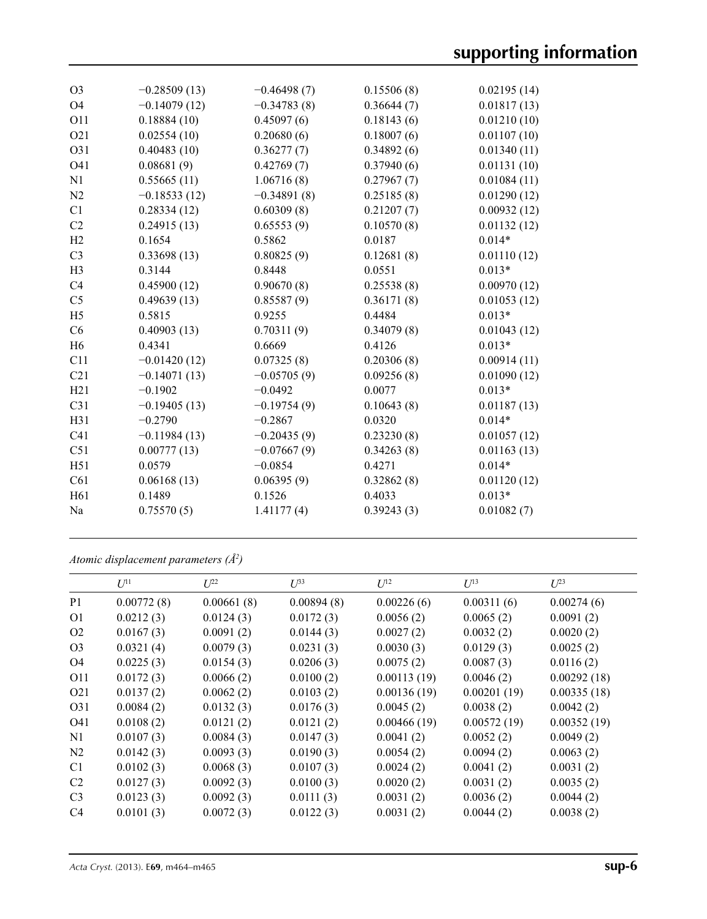| | | | | |
|---|---|---|---|---|
| O3 | −0.28509 (13) | −0.46498 (7) | 0.15506 (8) | 0.02195 (14) |
| O4 | −0.14079 (12) | −0.34783 (8) | 0.36644 (7) | 0.01817 (13) |
| O11 | 0.18884 (10) | 0.45097 (6) | 0.18143 (6) | 0.01210 (10) |
| O21 | 0.02554 (10) | 0.20680 (6) | 0.18007 (6) | 0.01107 (10) |
| O31 | 0.40483 (10) | 0.36277 (7) | 0.34892 (6) | 0.01340 (11) |
| O41 | 0.08681 (9) | 0.42769 (7) | 0.37940 (6) | 0.01131 (10) |
| N1 | 0.55665 (11) | 1.06716 (8) | 0.27967 (7) | 0.01084 (11) |
| N2 | −0.18533 (12) | −0.34891 (8) | 0.25185 (8) | 0.01290 (12) |
| C1 | 0.28334 (12) | 0.60309 (8) | 0.21207 (7) | 0.00932 (12) |
| C2 | 0.24915 (13) | 0.65553 (9) | 0.10570 (8) | 0.01132 (12) |
| H2 | 0.1654 | 0.5862 | 0.0187 | 0.014* |
| C3 | 0.33698 (13) | 0.80825 (9) | 0.12681 (8) | 0.01110 (12) |
| H3 | 0.3144 | 0.8448 | 0.0551 | 0.013* |
| C4 | 0.45900 (12) | 0.90670 (8) | 0.25538 (8) | 0.00970 (12) |
| C5 | 0.49639 (13) | 0.85587 (9) | 0.36171 (8) | 0.01053 (12) |
| H5 | 0.5815 | 0.9255 | 0.4484 | 0.013* |
| C6 | 0.40903 (13) | 0.70311 (9) | 0.34079 (8) | 0.01043 (12) |
| H6 | 0.4341 | 0.6669 | 0.4126 | 0.013* |
| C11 | −0.01420 (12) | 0.07325 (8) | 0.20306 (8) | 0.00914 (11) |
| C21 | −0.14071 (13) | −0.05705 (9) | 0.09256 (8) | 0.01090 (12) |
| H21 | −0.1902 | −0.0492 | 0.0077 | 0.013* |
| C31 | −0.19405 (13) | −0.19754 (9) | 0.10643 (8) | 0.01187 (13) |
| H31 | −0.2790 | −0.2867 | 0.0320 | 0.014* |
| C41 | −0.11984 (13) | −0.20435 (9) | 0.23230 (8) | 0.01057 (12) |
| C51 | 0.00777 (13) | −0.07667 (9) | 0.34263 (8) | 0.01163 (13) |
| H51 | 0.0579 | −0.0854 | 0.4271 | 0.014* |
| C61 | 0.06168 (13) | 0.06395 (9) | 0.32862 (8) | 0.01120 (12) |
| H61 | 0.1489 | 0.1526 | 0.4033 | 0.013* |
| Na | 0.75570 (5) | 1.41177 (4) | 0.39243 (3) | 0.01082 (7) |

*Atomic displacement parameters (Å$^2$)*

| | $U^{11}$ | $U^{22}$ | $U^{33}$ | $U^{12}$ | $U^{13}$ | $U^{23}$ |
|---|---|---|---|---|---|---|
| P1 | 0.00772 (8) | 0.00661 (8) | 0.00894 (8) | 0.00226 (6) | 0.00311 (6) | 0.00274 (6) |
| O1 | 0.0212 (3) | 0.0124 (3) | 0.0172 (3) | 0.0056 (2) | 0.0065 (2) | 0.0091 (2) |
| O2 | 0.0167 (3) | 0.0091 (2) | 0.0144 (3) | 0.0027 (2) | 0.0032 (2) | 0.0020 (2) |
| O3 | 0.0321 (4) | 0.0079 (3) | 0.0231 (3) | 0.0030 (3) | 0.0129 (3) | 0.0025 (2) |
| O4 | 0.0225 (3) | 0.0154 (3) | 0.0206 (3) | 0.0075 (2) | 0.0087 (3) | 0.0116 (2) |
| O11 | 0.0172 (3) | 0.0066 (2) | 0.0100 (2) | 0.00113 (19) | 0.0046 (2) | 0.00292 (18) |
| O21 | 0.0137 (2) | 0.0062 (2) | 0.0103 (2) | 0.00136 (19) | 0.00201 (19) | 0.00335 (18) |
| O31 | 0.0084 (2) | 0.0132 (3) | 0.0176 (3) | 0.0045 (2) | 0.0038 (2) | 0.0042 (2) |
| O41 | 0.0108 (2) | 0.0121 (2) | 0.0121 (2) | 0.00466 (19) | 0.00572 (19) | 0.00352 (19) |
| N1 | 0.0107 (3) | 0.0084 (3) | 0.0147 (3) | 0.0041 (2) | 0.0052 (2) | 0.0049 (2) |
| N2 | 0.0142 (3) | 0.0093 (3) | 0.0190 (3) | 0.0054 (2) | 0.0094 (2) | 0.0063 (2) |
| C1 | 0.0102 (3) | 0.0068 (3) | 0.0107 (3) | 0.0024 (2) | 0.0041 (2) | 0.0031 (2) |
| C2 | 0.0127 (3) | 0.0092 (3) | 0.0100 (3) | 0.0020 (2) | 0.0031 (2) | 0.0035 (2) |
| C3 | 0.0123 (3) | 0.0092 (3) | 0.0111 (3) | 0.0031 (2) | 0.0036 (2) | 0.0044 (2) |
| C4 | 0.0101 (3) | 0.0072 (3) | 0.0122 (3) | 0.0031 (2) | 0.0044 (2) | 0.0038 (2) |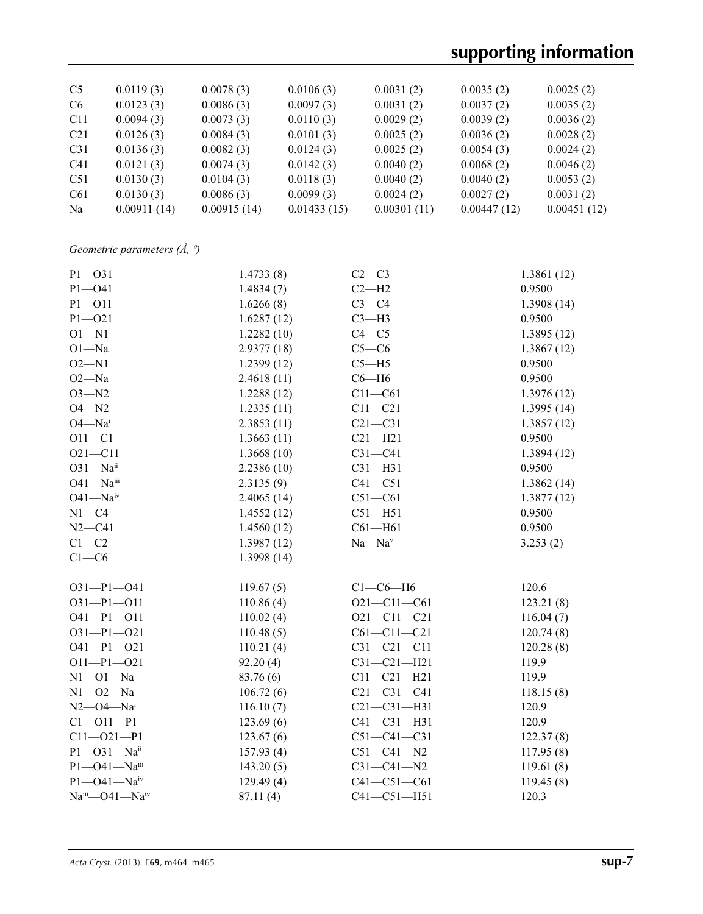| | | | | | | |
|---|---|---|---|---|---|---|
| C5 | 0.0119 (3) | 0.0078 (3) | 0.0106 (3) | 0.0031 (2) | 0.0035 (2) | 0.0025 (2) |
| C6 | 0.0123 (3) | 0.0086 (3) | 0.0097 (3) | 0.0031 (2) | 0.0037 (2) | 0.0035 (2) |
| C11 | 0.0094 (3) | 0.0073 (3) | 0.0110 (3) | 0.0029 (2) | 0.0039 (2) | 0.0036 (2) |
| C21 | 0.0126 (3) | 0.0084 (3) | 0.0101 (3) | 0.0025 (2) | 0.0036 (2) | 0.0028 (2) |
| C31 | 0.0136 (3) | 0.0082 (3) | 0.0124 (3) | 0.0025 (2) | 0.0054 (3) | 0.0024 (2) |
| C41 | 0.0121 (3) | 0.0074 (3) | 0.0142 (3) | 0.0040 (2) | 0.0068 (2) | 0.0046 (2) |
| C51 | 0.0130 (3) | 0.0104 (3) | 0.0118 (3) | 0.0040 (2) | 0.0040 (2) | 0.0053 (2) |
| C61 | 0.0130 (3) | 0.0086 (3) | 0.0099 (3) | 0.0024 (2) | 0.0027 (2) | 0.0031 (2) |
| Na | 0.00911 (14) | 0.00915 (14) | 0.01433 (15) | 0.00301 (11) | 0.00447 (12) | 0.00451 (12) |

*Geometric parameters (Å, º)*

| | | | |
|---|---|---|---|
| P1—O31 | 1.4733 (8) | C2—C3 | 1.3861 (12) |
| P1—O41 | 1.4834 (7) | C2—H2 | 0.9500 |
| P1—O11 | 1.6266 (8) | C3—C4 | 1.3908 (14) |
| P1—O21 | 1.6287 (12) | C3—H3 | 0.9500 |
| O1—N1 | 1.2282 (10) | C4—C5 | 1.3895 (12) |
| O1—Na | 2.9377 (18) | C5—C6 | 1.3867 (12) |
| O2—N1 | 1.2399 (12) | C5—H5 | 0.9500 |
| O2—Na | 2.4618 (11) | C6—H6 | 0.9500 |
| O3—N2 | 1.2288 (12) | C11—C61 | 1.3976 (12) |
| O4—N2 | 1.2335 (11) | C11—C21 | 1.3995 (14) |
| O4—Na$^{i}$ | 2.3853 (11) | C21—C31 | 1.3857 (12) |
| O11—C1 | 1.3663 (11) | C21—H21 | 0.9500 |
| O21—C11 | 1.3668 (10) | C31—C41 | 1.3894 (12) |
| O31—Na$^{ii}$ | 2.2386 (10) | C31—H31 | 0.9500 |
| O41—Na$^{iii}$ | 2.3135 (9) | C41—C51 | 1.3862 (14) |
| O41—Na$^{iv}$ | 2.4065 (14) | C51—C61 | 1.3877 (12) |
| N1—C4 | 1.4552 (12) | C51—H51 | 0.9500 |
| N2—C41 | 1.4560 (12) | C61—H61 | 0.9500 |
| C1—C2 | 1.3987 (12) | Na—Na$^{v}$ | 3.253 (2) |
| C1—C6 | 1.3998 (14) | | |
| | | | |
| O31—P1—O41 | 119.67 (5) | C1—C6—H6 | 120.6 |
| O31—P1—O11 | 110.86 (4) | O21—C11—C61 | 123.21 (8) |
| O41—P1—O11 | 110.02 (4) | O21—C11—C21 | 116.04 (7) |
| O31—P1—O21 | 110.48 (5) | C61—C11—C21 | 120.74 (8) |
| O41—P1—O21 | 110.21 (4) | C31—C21—C11 | 120.28 (8) |
| O11—P1—O21 | 92.20 (4) | C31—C21—H21 | 119.9 |
| N1—O1—Na | 83.76 (6) | C11—C21—H21 | 119.9 |
| N1—O2—Na | 106.72 (6) | C21—C31—C41 | 118.15 (8) |
| N2—O4—Na$^{i}$ | 116.10 (7) | C21—C31—H31 | 120.9 |
| C1—O11—P1 | 123.69 (6) | C41—C31—H31 | 120.9 |
| C11—O21—P1 | 123.67 (6) | C51—C41—C31 | 122.37 (8) |
| P1—O31—Na$^{ii}$ | 157.93 (4) | C51—C41—N2 | 117.95 (8) |
| P1—O41—Na$^{iii}$ | 143.20 (5) | C31—C41—N2 | 119.61 (8) |
| P1—O41—Na$^{iv}$ | 129.49 (4) | C41—C51—C61 | 119.45 (8) |
| Na$^{iii}$—O41—Na$^{iv}$ | 87.11 (4) | C41—C51—H51 | 120.3 |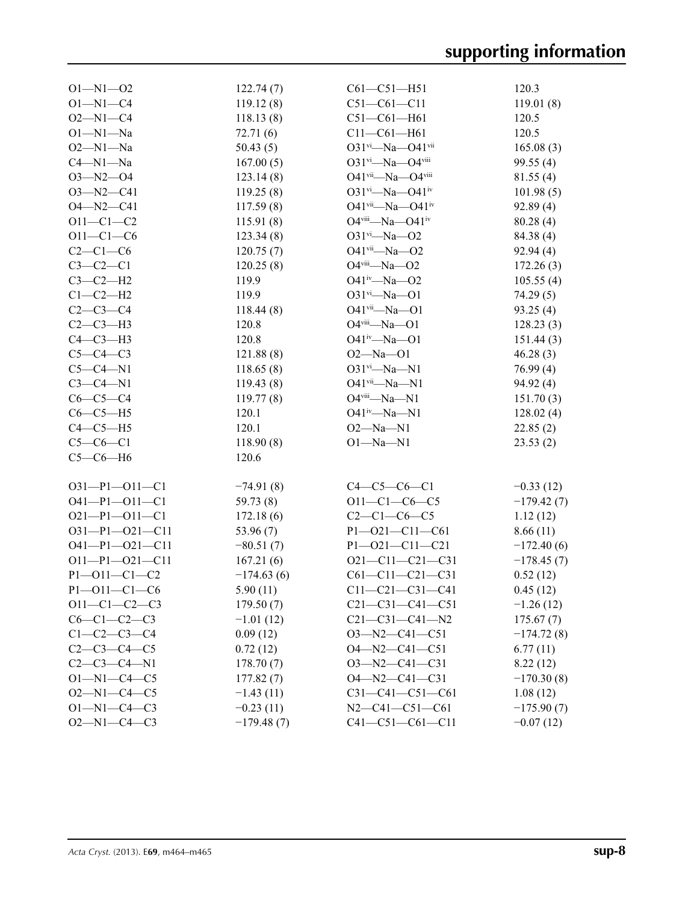| | | | |
|---|---|---|---|
| O1—N1—O2 | 122.74 (7) | C61—C51—H51 | 120.3 |
| O1—N1—C4 | 119.12 (8) | C51—C61—C11 | 119.01 (8) |
| O2—N1—C4 | 118.13 (8) | C51—C61—H61 | 120.5 |
| O1—N1—Na | 72.71 (6) | C11—C61—H61 | 120.5 |
| O2—N1—Na | 50.43 (5) | O31$^{vi}$—Na—O41$^{vii}$ | 165.08 (3) |
| C4—N1—Na | 167.00 (5) | O31$^{vi}$—Na—O4$^{viii}$ | 99.55 (4) |
| O3—N2—O4 | 123.14 (8) | O41$^{vii}$—Na—O4$^{viii}$ | 81.55 (4) |
| O3—N2—C41 | 119.25 (8) | O31$^{vi}$—Na—O41$^{iv}$ | 101.98 (5) |
| O4—N2—C41 | 117.59 (8) | O41$^{vii}$—Na—O41$^{iv}$ | 92.89 (4) |
| O11—C1—C2 | 115.91 (8) | O4$^{viii}$—Na—O41$^{iv}$ | 80.28 (4) |
| O11—C1—C6 | 123.34 (8) | O31$^{vi}$—Na—O2 | 84.38 (4) |
| C2—C1—C6 | 120.75 (7) | O41$^{vii}$—Na—O2 | 92.94 (4) |
| C3—C2—C1 | 120.25 (8) | O4$^{viii}$—Na—O2 | 172.26 (3) |
| C3—C2—H2 | 119.9 | O41$^{iv}$—Na—O2 | 105.55 (4) |
| C1—C2—H2 | 119.9 | O31$^{vi}$—Na—O1 | 74.29 (5) |
| C2—C3—C4 | 118.44 (8) | O41$^{vii}$—Na—O1 | 93.25 (4) |
| C2—C3—H3 | 120.8 | O4$^{viii}$—Na—O1 | 128.23 (3) |
| C4—C3—H3 | 120.8 | O41$^{iv}$—Na—O1 | 151.44 (3) |
| C5—C4—C3 | 121.88 (8) | O2—Na—O1 | 46.28 (3) |
| C5—C4—N1 | 118.65 (8) | O31$^{vi}$—Na—N1 | 76.99 (4) |
| C3—C4—N1 | 119.43 (8) | O41$^{vii}$—Na—N1 | 94.92 (4) |
| C6—C5—C4 | 119.77 (8) | O4$^{viii}$—Na—N1 | 151.70 (3) |
| C6—C5—H5 | 120.1 | O41$^{iv}$—Na—N1 | 128.02 (4) |
| C4—C5—H5 | 120.1 | O2—Na—N1 | 22.85 (2) |
| C5—C6—C1 | 118.90 (8) | O1—Na—N1 | 23.53 (2) |
| C5—C6—H6 | 120.6 | | |

| | | | |
|---|---|---|---|
| O31—P1—O11—C1 | −74.91 (8) | C4—C5—C6—C1 | −0.33 (12) |
| O41—P1—O11—C1 | 59.73 (8) | O11—C1—C6—C5 | −179.42 (7) |
| O21—P1—O11—C1 | 172.18 (6) | C2—C1—C6—C5 | 1.12 (12) |
| O31—P1—O21—C11 | 53.96 (7) | P1—O21—C11—C61 | 8.66 (11) |
| O41—P1—O21—C11 | −80.51 (7) | P1—O21—C11—C21 | −172.40 (6) |
| O11—P1—O21—C11 | 167.21 (6) | O21—C11—C21—C31 | −178.45 (7) |
| P1—O11—C1—C2 | −174.63 (6) | C61—C11—C21—C31 | 0.52 (12) |
| P1—O11—C1—C6 | 5.90 (11) | C11—C21—C31—C41 | 0.45 (12) |
| O11—C1—C2—C3 | 179.50 (7) | C21—C31—C41—C51 | −1.26 (12) |
| C6—C1—C2—C3 | −1.01 (12) | C21—C31—C41—N2 | 175.67 (7) |
| C1—C2—C3—C4 | 0.09 (12) | O3—N2—C41—C51 | −174.72 (8) |
| C2—C3—C4—C5 | 0.72 (12) | O4—N2—C41—C51 | 6.77 (11) |
| C2—C3—C4—N1 | 178.70 (7) | O3—N2—C41—C31 | 8.22 (12) |
| O1—N1—C4—C5 | 177.82 (7) | O4—N2—C41—C31 | −170.30 (8) |
| O2—N1—C4—C5 | −1.43 (11) | C31—C41—C51—C61 | 1.08 (12) |
| O1—N1—C4—C3 | −0.23 (11) | N2—C41—C51—C61 | −175.90 (7) |
| O2—N1—C4—C3 | −179.48 (7) | C41—C51—C61—C11 | −0.07 (12) |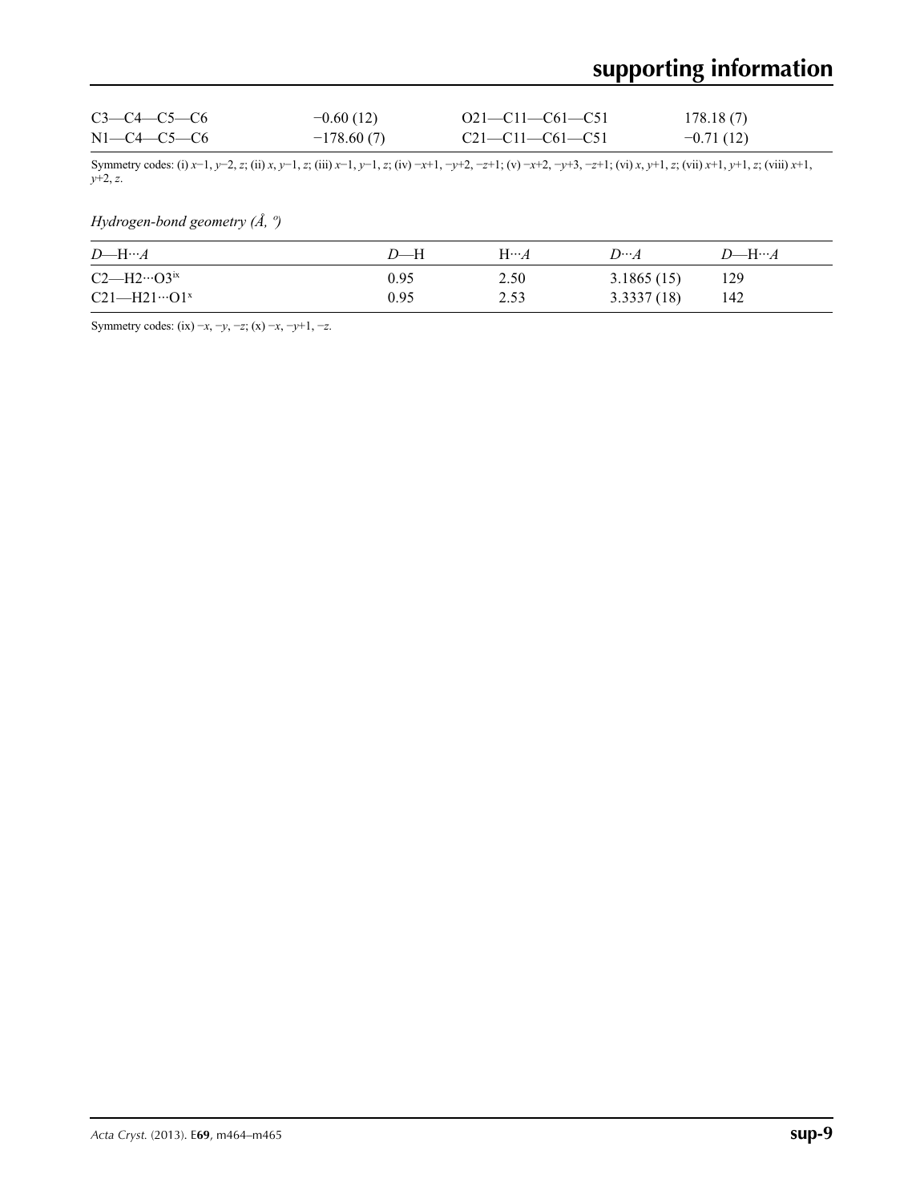| | | | |
|---|---|---|---|
| C3—C4—C5—C6 | −0.60 (12) | O21—C11—C61—C51 | 178.18 (7) |
| N1—C4—C5—C6 | −178.60 (7) | C21—C11—C61—C51 | −0.71 (12) |

Symmetry codes: (i) $x-1, y-2, z$; (ii) $x, y-1, z$; (iii) $x-1, y-1, z$; (iv) $-x+1, -y+2, -z+1$; (v) $-x+2, -y+3, -z+1$; (vi) $x, y+1, z$; (vii) $x+1, y+1, z$; (viii) $x+1, y+2, z$.

*Hydrogen-bond geometry (Å, º)*

| *D*—H···*A* | *D*—H | H···*A* | *D*···*A* | *D*—H···*A* |
|---|---|---|---|---|
| C2—H2···O3$^{ix}$ | 0.95 | 2.50 | 3.1865 (15) | 129 |
| C21—H21···O1$^{x}$ | 0.95 | 2.53 | 3.3337 (18) | 142 |

Symmetry codes: (ix) $-x, -y, -z$; (x) $-x, -y+1, -z$.